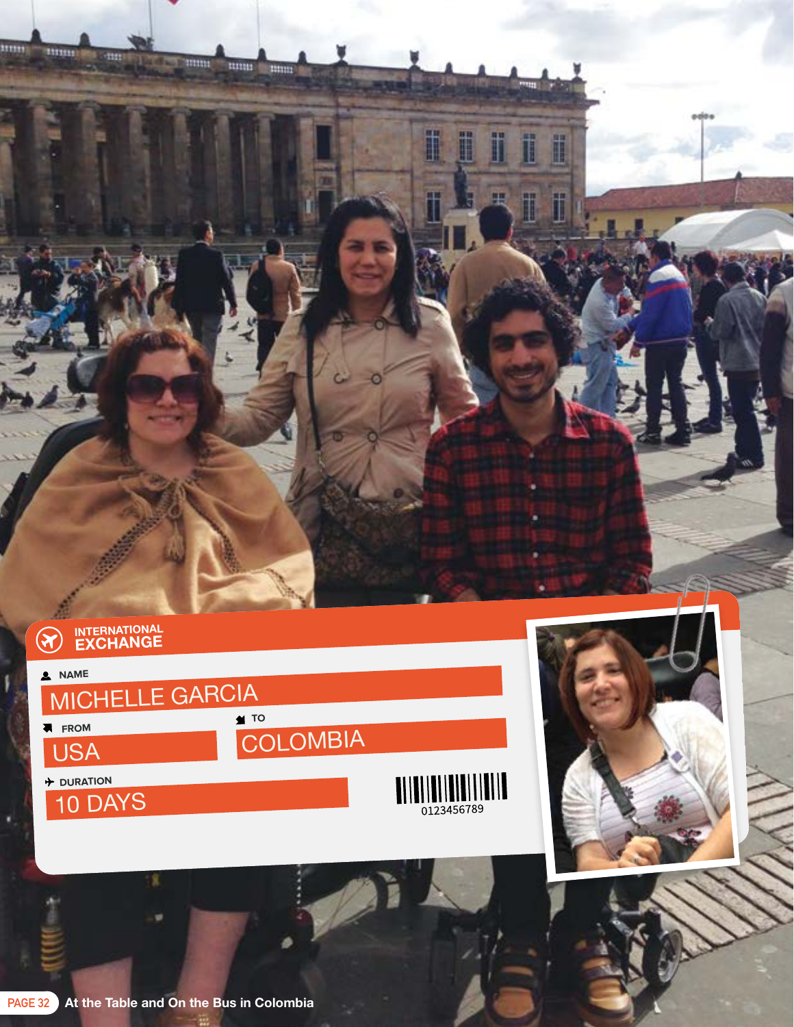**INTERNATIONAL EXCHANGE**

**NAME**
MICHELLE GARCIA

**FROM**
USA

**TO**
COLOMBIA

**DURATION**
10 DAYS

0123456789

**At the Table and On the Bus in Colombia**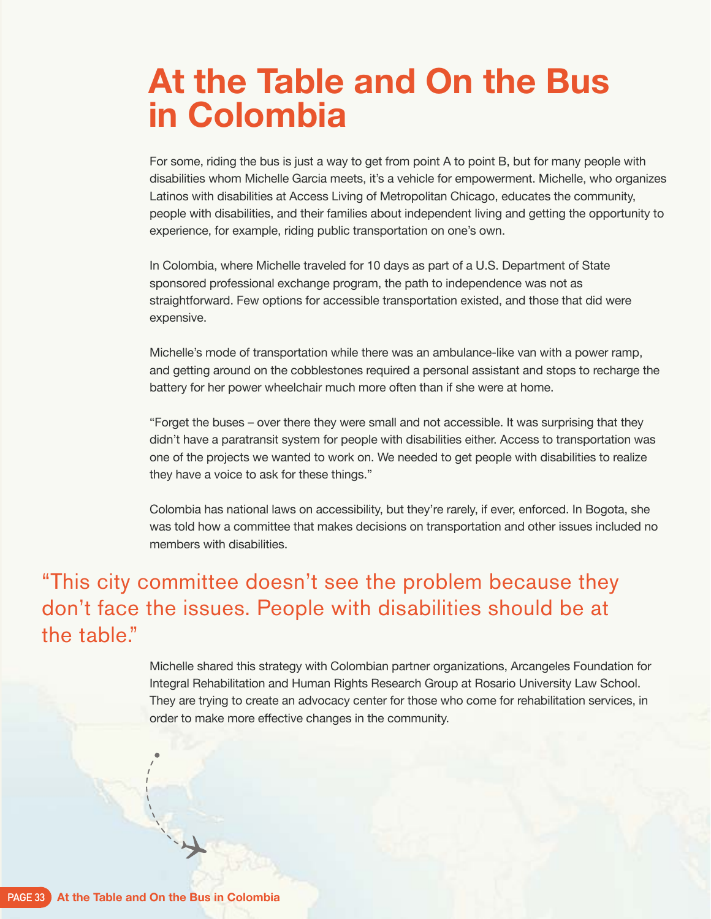# At the Table and On the Bus in Colombia

For some, riding the bus is just a way to get from point A to point B, but for many people with disabilities whom Michelle Garcia meets, it's a vehicle for empowerment. Michelle, who organizes Latinos with disabilities at Access Living of Metropolitan Chicago, educates the community, people with disabilities, and their families about independent living and getting the opportunity to experience, for example, riding public transportation on one's own.

In Colombia, where Michelle traveled for 10 days as part of a U.S. Department of State sponsored professional exchange program, the path to independence was not as straightforward. Few options for accessible transportation existed, and those that did were expensive.

Michelle's mode of transportation while there was an ambulance-like van with a power ramp, and getting around on the cobblestones required a personal assistant and stops to recharge the battery for her power wheelchair much more often than if she were at home.

"Forget the buses – over there they were small and not accessible. It was surprising that they didn't have a paratransit system for people with disabilities either. Access to transportation was one of the projects we wanted to work on. We needed to get people with disabilities to realize they have a voice to ask for these things."

Colombia has national laws on accessibility, but they're rarely, if ever, enforced. In Bogota, she was told how a committee that makes decisions on transportation and other issues included no members with disabilities.

> "This city committee doesn't see the problem because they don't face the issues. People with disabilities should be at the table."

Michelle shared this strategy with Colombian partner organizations, Arcangeles Foundation for Integral Rehabilitation and Human Rights Research Group at Rosario University Law School. They are trying to create an advocacy center for those who come for rehabilitation services, in order to make more effective changes in the community.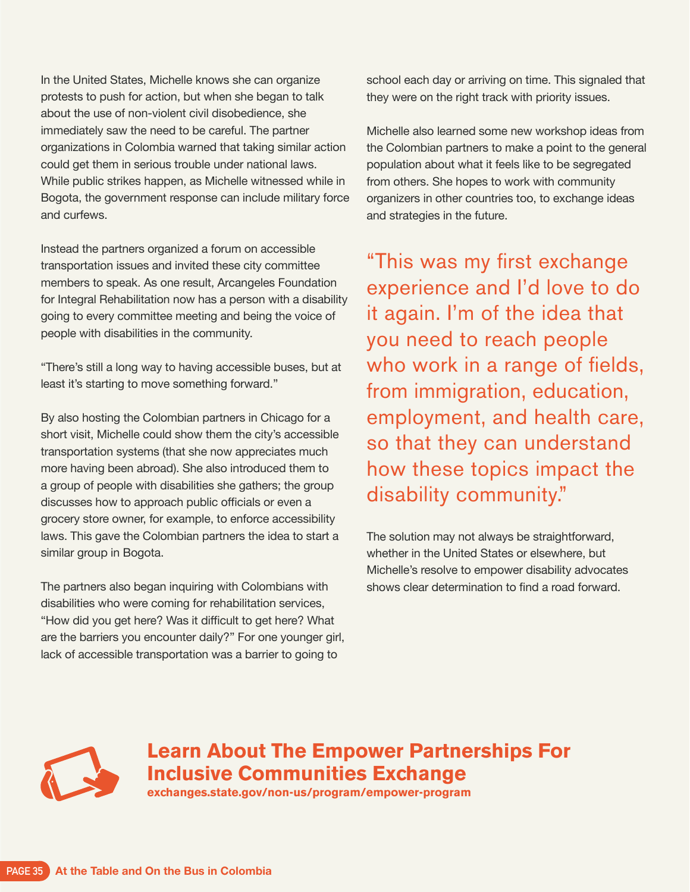In the United States, Michelle knows she can organize protests to push for action, but when she began to talk about the use of non-violent civil disobedience, she immediately saw the need to be careful. The partner organizations in Colombia warned that taking similar action could get them in serious trouble under national laws. While public strikes happen, as Michelle witnessed while in Bogota, the government response can include military force and curfews.

Instead the partners organized a forum on accessible transportation issues and invited these city committee members to speak. As one result, Arcangeles Foundation for Integral Rehabilitation now has a person with a disability going to every committee meeting and being the voice of people with disabilities in the community.

"There's still a long way to having accessible buses, but at least it's starting to move something forward."

By also hosting the Colombian partners in Chicago for a short visit, Michelle could show them the city's accessible transportation systems (that she now appreciates much more having been abroad). She also introduced them to a group of people with disabilities she gathers; the group discusses how to approach public officials or even a grocery store owner, for example, to enforce accessibility laws. This gave the Colombian partners the idea to start a similar group in Bogota.

The partners also began inquiring with Colombians with disabilities who were coming for rehabilitation services, "How did you get here? Was it difficult to get here? What are the barriers you encounter daily?" For one younger girl, lack of accessible transportation was a barrier to going to school each day or arriving on time. This signaled that they were on the right track with priority issues.

Michelle also learned some new workshop ideas from the Colombian partners to make a point to the general population about what it feels like to be segregated from others. She hopes to work with community organizers in other countries too, to exchange ideas and strategies in the future.

> "This was my first exchange experience and I'd love to do it again. I'm of the idea that you need to reach people who work in a range of fields, from immigration, education, employment, and health care, so that they can understand how these topics impact the disability community."

The solution may not always be straightforward, whether in the United States or elsewhere, but Michelle's resolve to empower disability advocates shows clear determination to find a road forward.

## Learn About The Empower Partnerships For Inclusive Communities Exchange

**exchanges.state.gov/non-us/program/empower-program**